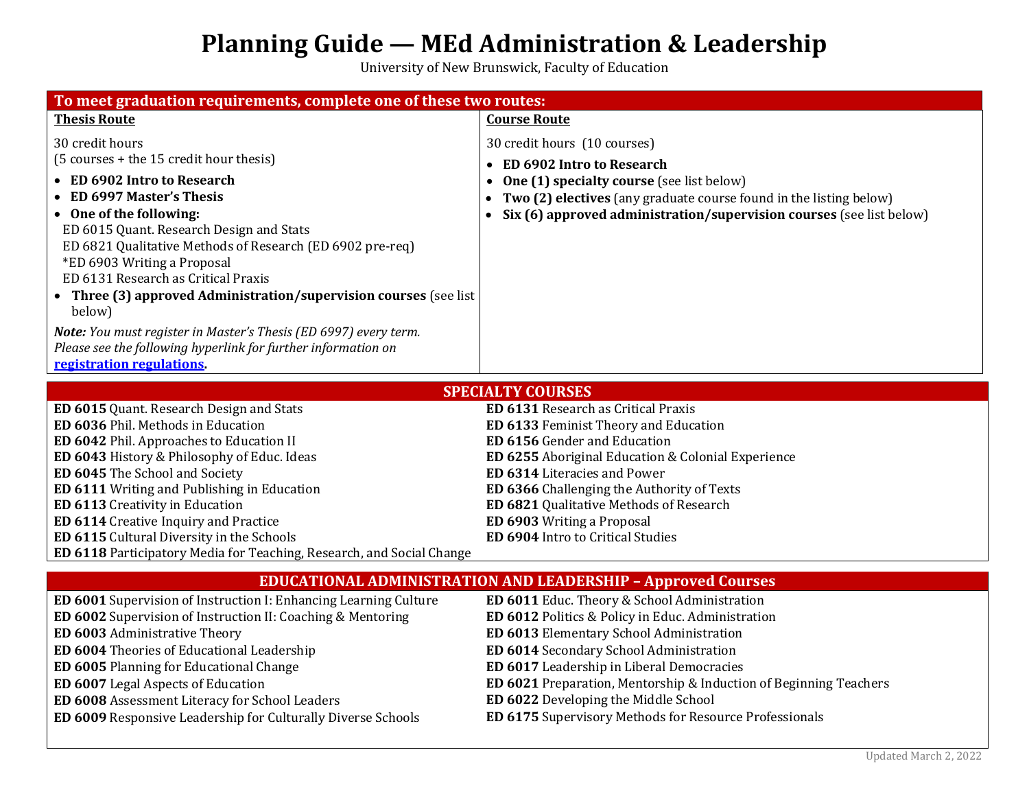# Planning Guide — MEd Administration & Leadership

University of New Brunswick, Faculty of Education

## To meet graduation requirements, complete one of these two routes:

### Thesis Route

30 credit hours
(5 courses + the 15 credit hour thesis)

- **ED 6902 Intro to Research**
- **ED 6997 Master's Thesis**
- **One of the following:**
  ED 6015 Quant. Research Design and Stats
  ED 6821 Qualitative Methods of Research (ED 6902 pre-req)
  *ED 6903 Writing a Proposal
  ED 6131 Research as Critical Praxis
- **Three (3) approved Administration/supervision courses** (see list below)

***Note:*** *You must register in Master's Thesis (ED 6997) every term. Please see the following hyperlink for further information on* **registration regulations**.

### Course Route

30 credit hours (10 courses)

- **ED 6902 Intro to Research**
- **One (1) specialty course** (see list below)
- **Two (2) electives** (any graduate course found in the listing below)
- **Six (6) approved administration/supervision courses** (see list below)

## SPECIALTY COURSES

**ED 6015** Quant. Research Design and Stats
**ED 6036** Phil. Methods in Education
**ED 6042** Phil. Approaches to Education II
**ED 6043** History & Philosophy of Educ. Ideas
**ED 6045** The School and Society
**ED 6111** Writing and Publishing in Education
**ED 6113** Creativity in Education
**ED 6114** Creative Inquiry and Practice
**ED 6115** Cultural Diversity in the Schools
**ED 6118** Participatory Media for Teaching, Research, and Social Change
**ED 6131** Research as Critical Praxis
**ED 6133** Feminist Theory and Education
**ED 6156** Gender and Education
**ED 6255** Aboriginal Education & Colonial Experience
**ED 6314** Literacies and Power
**ED 6366** Challenging the Authority of Texts
**ED 6821** Qualitative Methods of Research
**ED 6903** Writing a Proposal
**ED 6904** Intro to Critical Studies

## EDUCATIONAL ADMINISTRATION AND LEADERSHIP – Approved Courses

**ED 6001** Supervision of Instruction I: Enhancing Learning Culture
**ED 6002** Supervision of Instruction II: Coaching & Mentoring
**ED 6003** Administrative Theory
**ED 6004** Theories of Educational Leadership
**ED 6005** Planning for Educational Change
**ED 6007** Legal Aspects of Education
**ED 6008** Assessment Literacy for School Leaders
**ED 6009** Responsive Leadership for Culturally Diverse Schools
**ED 6011** Educ. Theory & School Administration
**ED 6012** Politics & Policy in Educ. Administration
**ED 6013** Elementary School Administration
**ED 6014** Secondary School Administration
**ED 6017** Leadership in Liberal Democracies
**ED 6021** Preparation, Mentorship & Induction of Beginning Teachers
**ED 6022** Developing the Middle School
**ED 6175** Supervisory Methods for Resource Professionals

Updated March 2, 2022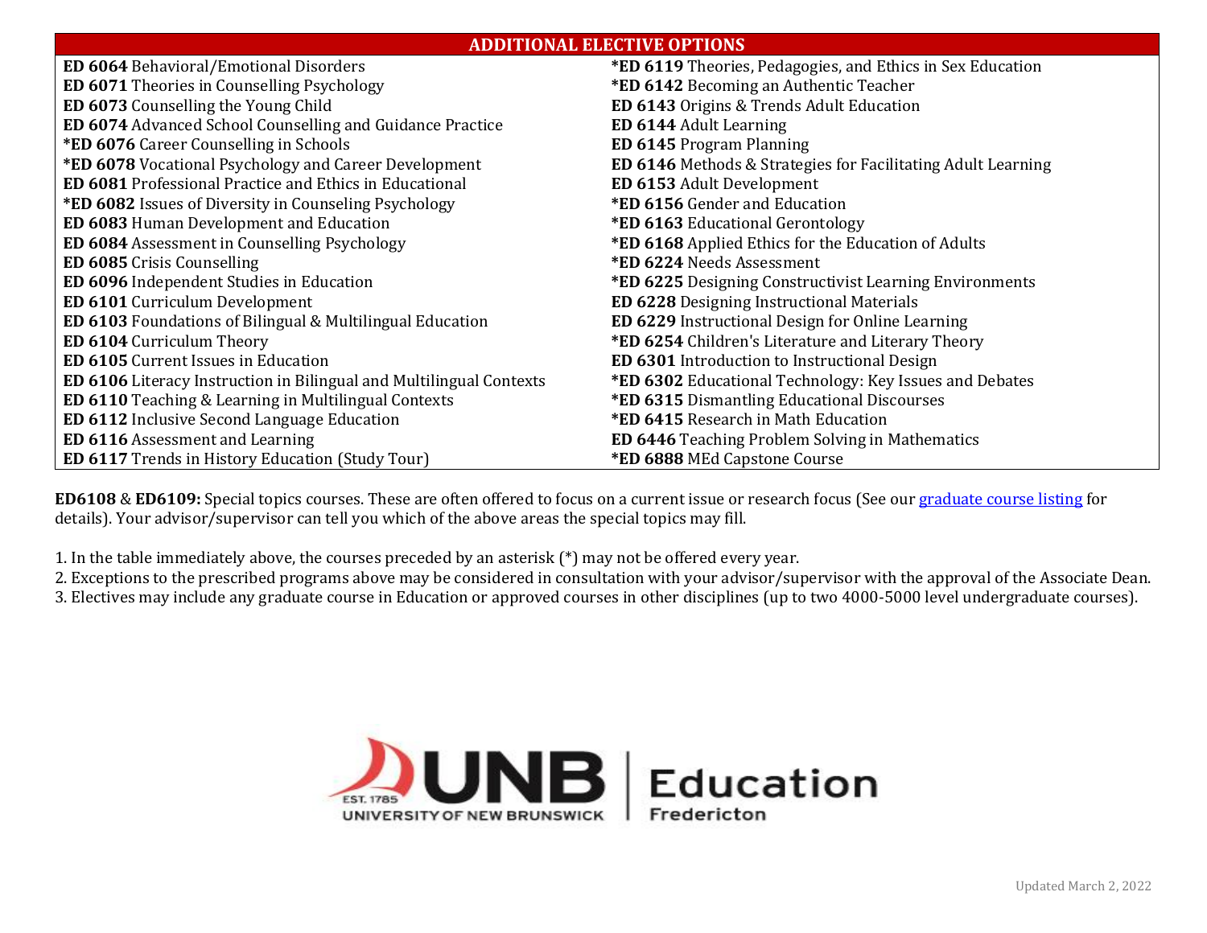| ADDITIONAL ELECTIVE OPTIONS | |
|---|---|
| **ED 6064** Behavioral/Emotional Disorders | ***ED 6119** Theories, Pedagogies, and Ethics in Sex Education |
| **ED 6071** Theories in Counselling Psychology | ***ED 6142** Becoming an Authentic Teacher |
| **ED 6073** Counselling the Young Child | **ED 6143** Origins & Trends Adult Education |
| **ED 6074** Advanced School Counselling and Guidance Practice | **ED 6144** Adult Learning |
| ***ED 6076** Career Counselling in Schools | **ED 6145** Program Planning |
| ***ED 6078** Vocational Psychology and Career Development | **ED 6146** Methods & Strategies for Facilitating Adult Learning |
| **ED 6081** Professional Practice and Ethics in Educational | **ED 6153** Adult Development |
| ***ED 6082** Issues of Diversity in Counseling Psychology | ***ED 6156** Gender and Education |
| **ED 6083** Human Development and Education | ***ED 6163** Educational Gerontology |
| **ED 6084** Assessment in Counselling Psychology | ***ED 6168** Applied Ethics for the Education of Adults |
| **ED 6085** Crisis Counselling | ***ED 6224** Needs Assessment |
| **ED 6096** Independent Studies in Education | ***ED 6225** Designing Constructivist Learning Environments |
| **ED 6101** Curriculum Development | **ED 6228** Designing Instructional Materials |
| **ED 6103** Foundations of Bilingual & Multilingual Education | **ED 6229** Instructional Design for Online Learning |
| **ED 6104** Curriculum Theory | ***ED 6254** Children's Literature and Literary Theory |
| **ED 6105** Current Issues in Education | **ED 6301** Introduction to Instructional Design |
| **ED 6106** Literacy Instruction in Bilingual and Multilingual Contexts | ***ED 6302** Educational Technology: Key Issues and Debates |
| **ED 6110** Teaching & Learning in Multilingual Contexts | ***ED 6315** Dismantling Educational Discourses |
| **ED 6112** Inclusive Second Language Education | ***ED 6415** Research in Math Education |
| **ED 6116** Assessment and Learning | **ED 6446** Teaching Problem Solving in Mathematics |
| **ED 6117** Trends in History Education (Study Tour) | ***ED 6888** MEd Capstone Course |

**ED6108** & **ED6109:** Special topics courses. These are often offered to focus on a current issue or research focus (See our graduate course listing for details). Your advisor/supervisor can tell you which of the above areas the special topics may fill.

1. In the table immediately above, the courses preceded by an asterisk (*) may not be offered every year.
2. Exceptions to the prescribed programs above may be considered in consultation with your advisor/supervisor with the approval of the Associate Dean.
3. Electives may include any graduate course in Education or approved courses in other disciplines (up to two 4000-5000 level undergraduate courses).

UNB | Education Fredericton

EST. 1785 UNIVERSITY OF NEW BRUNSWICK

Updated March 2, 2022